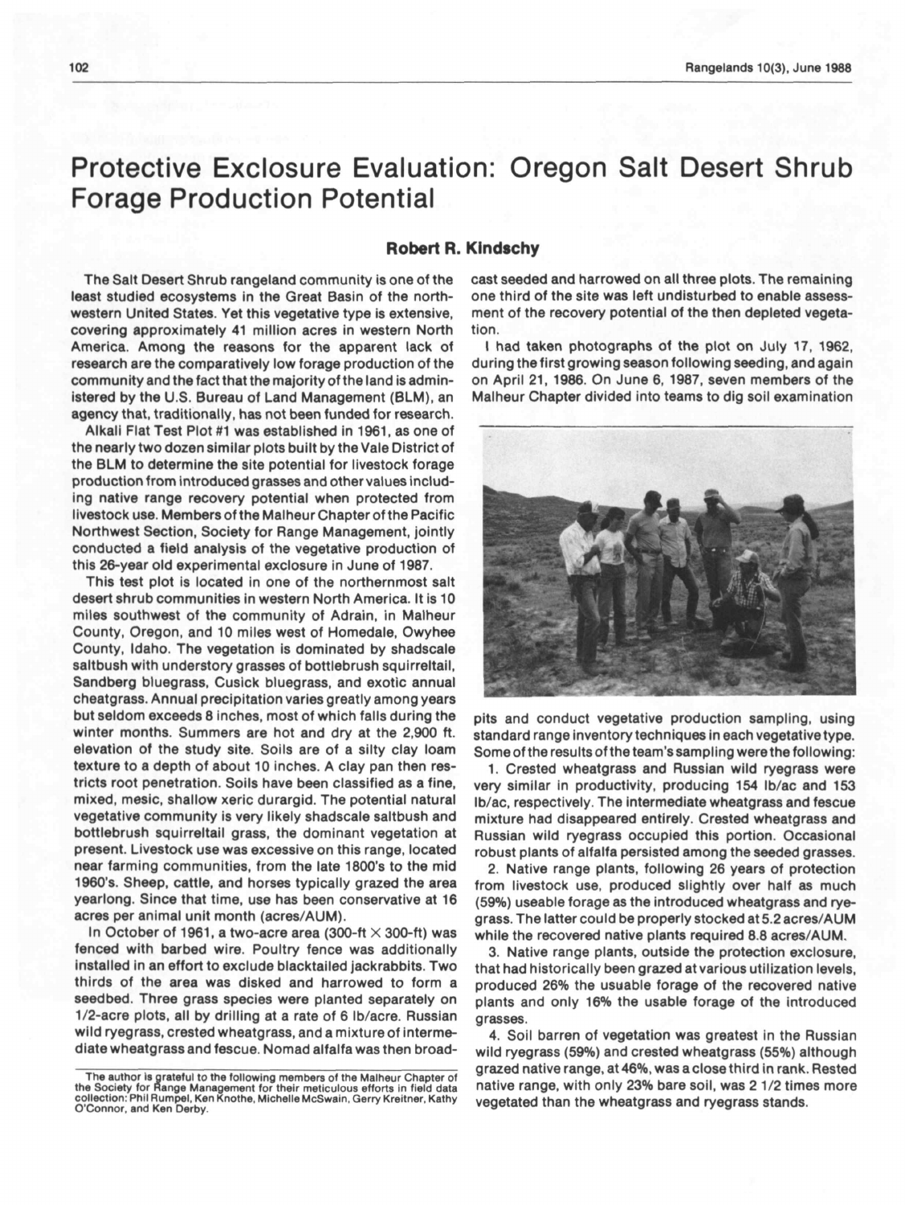# Protective Exclosure Evaluation: Oregon Salt Desert Shrub Forage Production Potential

**Robert R. Kindschy**

The Salt Desert Shrub rangeland community is one of the least studied ecosystems in the Great Basin of the northwestern United States. Yet this vegetative type is extensive, covering approximately 41 million acres in western North America. Among the reasons for the apparent lack of research are the comparatively low forage production of the community and the fact that the majority of the land is administered by the U.S. Bureau of Land Management (BLM), an agency that, traditionally, has not been funded for research.

Alkali Flat Test Plot #1 was established in 1961, as one of the nearly two dozen similar plots built by the Vale District of the BLM to determine the site potential for livestock forage production from introduced grasses and other values including native range recovery potential when protected from livestock use. Members of the Malheur Chapter of the Pacific Northwest Section, Society for Range Management, jointly conducted a field analysis of the vegetative production of this 26-year old experimental exclosure in June of 1987.

This test plot is located in one of the northernmost salt desert shrub communities in western North America. It is 10 miles southwest of the community of Adrain, in Malheur County, Oregon, and 10 miles west of Homedale, Owyhee County, Idaho. The vegetation is dominated by shadscale saltbush with understory grasses of bottlebrush squirreltail, Sandberg bluegrass, Cusick bluegrass, and exotic annual cheatgrass. Annual precipitation varies greatly among years but seldom exceeds 8 inches, most of which falls during the winter months. Summers are hot and dry at the 2,900 ft. elevation of the study site. Soils are of a silty clay loam texture to a depth of about 10 inches. A clay pan then restricts root penetration. Soils have been classified as a fine, mixed, mesic, shallow xeric durargid. The potential natural vegetative community is very likely shadscale saltbush and bottlebrush squirreltail grass, the dominant vegetation at present. Livestock use was excessive on this range, located near farming communities, from the late 1800's to the mid 1960's. Sheep, cattle, and horses typically grazed the area yearlong. Since that time, use has been conservative at 16 acres per animal unit month (acres/AUM).

In October of 1961, a two-acre area (300-ft × 300-ft) was fenced with barbed wire. Poultry fence was additionally installed in an effort to exclude blacktailed jackrabbits. Two thirds of the area was disked and harrowed to form a seedbed. Three grass species were planted separately on 1/2-acre plots, all by drilling at a rate of 6 lb/acre. Russian wild ryegrass, crested wheatgrass, and a mixture of intermediate wheatgrass and fescue. Nomad alfalfa was then broadcast seeded and harrowed on all three plots. The remaining one third of the site was left undisturbed to enable assessment of the recovery potential of the then depleted vegetation.

I had taken photographs of the plot on July 17, 1962, during the first growing season following seeding, and again on April 21, 1986. On June 6, 1987, seven members of the Malheur Chapter divided into teams to dig soil examination pits and conduct vegetative production sampling, using standard range inventory techniques in each vegetative type. Some of the results of the team's sampling were the following:

1. Crested wheatgrass and Russian wild ryegrass were very similar in productivity, producing 154 lb/ac and 153 lb/ac, respectively. The intermediate wheatgrass and fescue mixture had disappeared entirely. Crested wheatgrass and Russian wild ryegrass occupied this portion. Occasional robust plants of alfalfa persisted among the seeded grasses.
2. Native range plants, following 26 years of protection from livestock use, produced slightly over half as much (59%) useable forage as the introduced wheatgrass and ryegrass. The latter could be properly stocked at 5.2 acres/AUM while the recovered native plants required 8.8 acres/AUM.
3. Native range plants, outside the protection exclosure, that had historically been grazed at various utilization levels, produced 26% the usuable forage of the recovered native plants and only 16% the usable forage of the introduced grasses.
4. Soil barren of vegetation was greatest in the Russian wild ryegrass (59%) and crested wheatgrass (55%) although grazed native range, at 46%, was a close third in rank. Rested native range, with only 23% bare soil, was 2 1/2 times more vegetated than the wheatgrass and ryegrass stands.

The author is grateful to the following members of the Malheur Chapter of the Society for Range Management for their meticulous efforts in field data collection: Phil Rumpel, Ken Knothe, Michelle McSwain, Gerry Kreitner, Kathy O'Connor, and Ken Derby.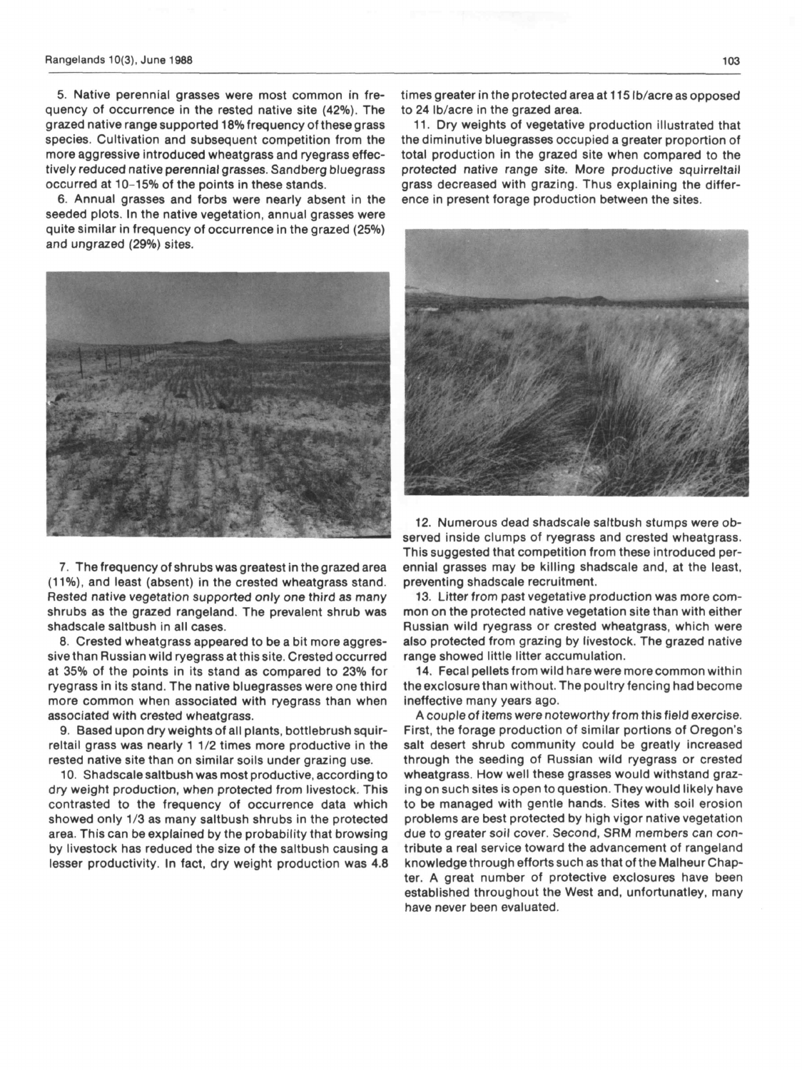5. Native perennial grasses were most common in frequency of occurrence in the rested native site (42%). The grazed native range supported 18% frequency of these grass species. Cultivation and subsequent competition from the more aggressive introduced wheatgrass and ryegrass effectively reduced native perennial grasses. Sandberg bluegrass occurred at 10–15% of the points in these stands.

6. Annual grasses and forbs were nearly absent in the seeded plots. In the native vegetation, annual grasses were quite similar in frequency of occurrence in the grazed (25%) and ungrazed (29%) sites.

7. The frequency of shrubs was greatest in the grazed area (11%), and least (absent) in the crested wheatgrass stand. Rested native vegetation supported only one third as many shrubs as the grazed rangeland. The prevalent shrub was shadscale saltbush in all cases.

8. Crested wheatgrass appeared to be a bit more aggressive than Russian wild ryegrass at this site. Crested occurred at 35% of the points in its stand as compared to 23% for ryegrass in its stand. The native bluegrasses were one third more common when associated with ryegrass than when associated with crested wheatgrass.

9. Based upon dry weights of all plants, bottlebrush squirreltail grass was nearly 1 1/2 times more productive in the rested native site than on similar soils under grazing use.

10. Shadscale saltbush was most productive, according to dry weight production, when protected from livestock. This contrasted to the frequency of occurrence data which showed only 1/3 as many saltbush shrubs in the protected area. This can be explained by the probability that browsing by livestock has reduced the size of the saltbush causing a lesser productivity. In fact, dry weight production was 4.8 times greater in the protected area at 115 lb/acre as opposed to 24 lb/acre in the grazed area.

11. Dry weights of vegetative production illustrated that the diminutive bluegrasses occupied a greater proportion of total production in the grazed site when compared to the protected native range site. More productive squirreltail grass decreased with grazing. Thus explaining the difference in present forage production between the sites.

12. Numerous dead shadscale saltbush stumps were observed inside clumps of ryegrass and crested wheatgrass. This suggested that competition from these introduced perennial grasses may be killing shadscale and, at the least, preventing shadscale recruitment.

13. Litter from past vegetative production was more common on the protected native vegetation site than with either Russian wild ryegrass or crested wheatgrass, which were also protected from grazing by livestock. The grazed native range showed little litter accumulation.

14. Fecal pellets from wild hare were more common within the exclosure than without. The poultry fencing had become ineffective many years ago.

A couple of items were noteworthy from this field exercise. First, the forage production of similar portions of Oregon's salt desert shrub community could be greatly increased through the seeding of Russian wild ryegrass or crested wheatgrass. How well these grasses would withstand grazing on such sites is open to question. They would likely have to be managed with gentle hands. Sites with soil erosion problems are best protected by high vigor native vegetation due to greater soil cover. Second, SRM members can contribute a real service toward the advancement of rangeland knowledge through efforts such as that of the Malheur Chapter. A great number of protective exclosures have been established throughout the West and, unfortunatley, many have never been evaluated.